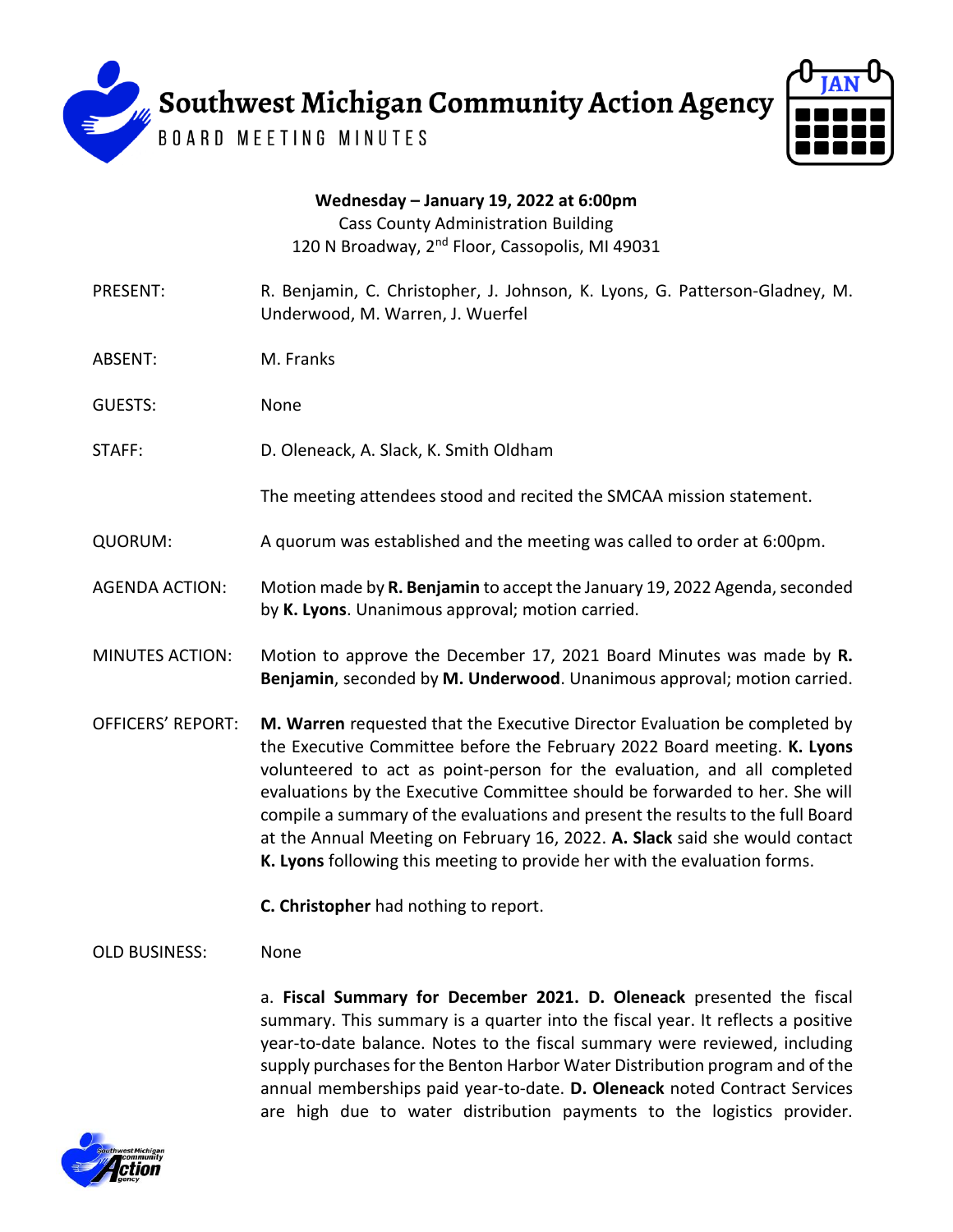# Southwest Michigan Community Action Agency

## BOARD MEETING MINUTES

**Wednesday – January 19, 2022 at 6:00pm**
Cass County Administration Building
120 N Broadway, 2nd Floor, Cassopolis, MI 49031

PRESENT: R. Benjamin, C. Christopher, J. Johnson, K. Lyons, G. Patterson-Gladney, M. Underwood, M. Warren, J. Wuerfel

ABSENT: M. Franks

GUESTS: None

STAFF: D. Oleneack, A. Slack, K. Smith Oldham

The meeting attendees stood and recited the SMCAA mission statement.

QUORUM: A quorum was established and the meeting was called to order at 6:00pm.

AGENDA ACTION: Motion made by **R. Benjamin** to accept the January 19, 2022 Agenda, seconded by **K. Lyons**. Unanimous approval; motion carried.

MINUTES ACTION: Motion to approve the December 17, 2021 Board Minutes was made by **R. Benjamin**, seconded by **M. Underwood**. Unanimous approval; motion carried.

OFFICERS' REPORT: **M. Warren** requested that the Executive Director Evaluation be completed by the Executive Committee before the February 2022 Board meeting. **K. Lyons** volunteered to act as point-person for the evaluation, and all completed evaluations by the Executive Committee should be forwarded to her. She will compile a summary of the evaluations and present the results to the full Board at the Annual Meeting on February 16, 2022. **A. Slack** said she would contact **K. Lyons** following this meeting to provide her with the evaluation forms.

**C. Christopher** had nothing to report.

OLD BUSINESS: None

a. **Fiscal Summary for December 2021. D. Oleneack** presented the fiscal summary. This summary is a quarter into the fiscal year. It reflects a positive year-to-date balance. Notes to the fiscal summary were reviewed, including supply purchases for the Benton Harbor Water Distribution program and of the annual memberships paid year-to-date. **D. Oleneack** noted Contract Services are high due to water distribution payments to the logistics provider.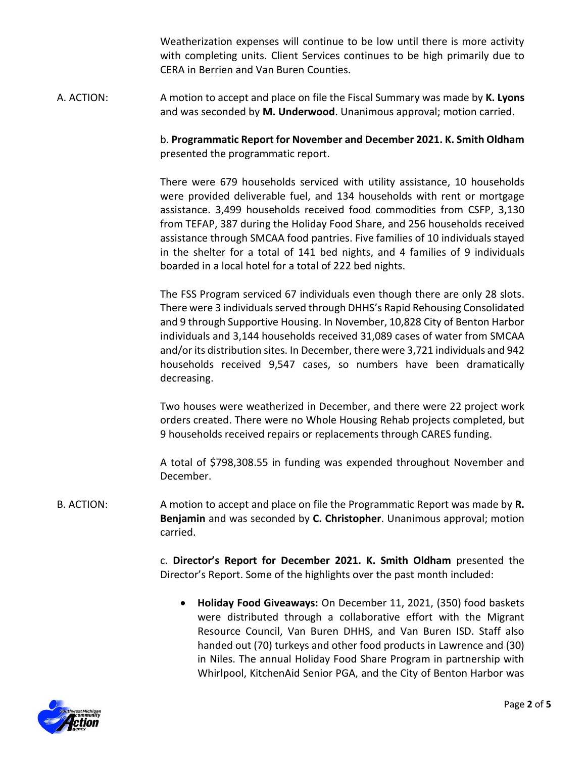Weatherization expenses will continue to be low until there is more activity with completing units. Client Services continues to be high primarily due to CERA in Berrien and Van Buren Counties.

A. ACTION: A motion to accept and place on file the Fiscal Summary was made by **K. Lyons** and was seconded by **M. Underwood**. Unanimous approval; motion carried.

b. **Programmatic Report for November and December 2021. K. Smith Oldham** presented the programmatic report.

There were 679 households serviced with utility assistance, 10 households were provided deliverable fuel, and 134 households with rent or mortgage assistance. 3,499 households received food commodities from CSFP, 3,130 from TEFAP, 387 during the Holiday Food Share, and 256 households received assistance through SMCAA food pantries. Five families of 10 individuals stayed in the shelter for a total of 141 bed nights, and 4 families of 9 individuals boarded in a local hotel for a total of 222 bed nights.

The FSS Program serviced 67 individuals even though there are only 28 slots. There were 3 individuals served through DHHS's Rapid Rehousing Consolidated and 9 through Supportive Housing. In November, 10,828 City of Benton Harbor individuals and 3,144 households received 31,089 cases of water from SMCAA and/or its distribution sites. In December, there were 3,721 individuals and 942 households received 9,547 cases, so numbers have been dramatically decreasing.

Two houses were weatherized in December, and there were 22 project work orders created. There were no Whole Housing Rehab projects completed, but 9 households received repairs or replacements through CARES funding.

A total of $798,308.55 in funding was expended throughout November and December.

B. ACTION: A motion to accept and place on file the Programmatic Report was made by **R. Benjamin** and was seconded by **C. Christopher**. Unanimous approval; motion carried.

c. **Director's Report for December 2021. K. Smith Oldham** presented the Director's Report. Some of the highlights over the past month included:

- **Holiday Food Giveaways:** On December 11, 2021, (350) food baskets were distributed through a collaborative effort with the Migrant Resource Council, Van Buren DHHS, and Van Buren ISD. Staff also handed out (70) turkeys and other food products in Lawrence and (30) in Niles. The annual Holiday Food Share Program in partnership with Whirlpool, KitchenAid Senior PGA, and the City of Benton Harbor was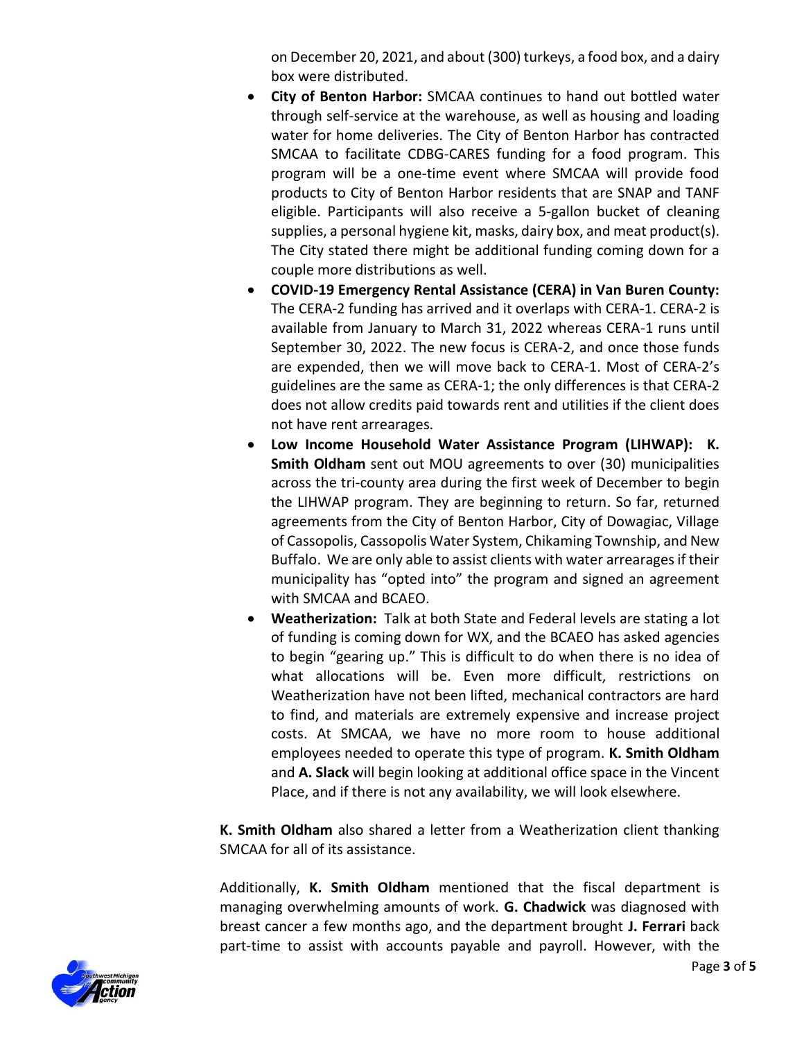on December 20, 2021, and about (300) turkeys, a food box, and a dairy box were distributed.

- **City of Benton Harbor:** SMCAA continues to hand out bottled water through self-service at the warehouse, as well as housing and loading water for home deliveries. The City of Benton Harbor has contracted SMCAA to facilitate CDBG-CARES funding for a food program. This program will be a one-time event where SMCAA will provide food products to City of Benton Harbor residents that are SNAP and TANF eligible. Participants will also receive a 5-gallon bucket of cleaning supplies, a personal hygiene kit, masks, dairy box, and meat product(s). The City stated there might be additional funding coming down for a couple more distributions as well.
- **COVID-19 Emergency Rental Assistance (CERA) in Van Buren County:** The CERA-2 funding has arrived and it overlaps with CERA-1. CERA-2 is available from January to March 31, 2022 whereas CERA-1 runs until September 30, 2022. The new focus is CERA-2, and once those funds are expended, then we will move back to CERA-1. Most of CERA-2's guidelines are the same as CERA-1; the only differences is that CERA-2 does not allow credits paid towards rent and utilities if the client does not have rent arrearages.
- **Low Income Household Water Assistance Program (LIHWAP): K. Smith Oldham** sent out MOU agreements to over (30) municipalities across the tri-county area during the first week of December to begin the LIHWAP program. They are beginning to return. So far, returned agreements from the City of Benton Harbor, City of Dowagiac, Village of Cassopolis, Cassopolis Water System, Chikaming Township, and New Buffalo. We are only able to assist clients with water arrearages if their municipality has "opted into" the program and signed an agreement with SMCAA and BCAEO.
- **Weatherization:** Talk at both State and Federal levels are stating a lot of funding is coming down for WX, and the BCAEO has asked agencies to begin "gearing up." This is difficult to do when there is no idea of what allocations will be. Even more difficult, restrictions on Weatherization have not been lifted, mechanical contractors are hard to find, and materials are extremely expensive and increase project costs. At SMCAA, we have no more room to house additional employees needed to operate this type of program. **K. Smith Oldham** and **A. Slack** will begin looking at additional office space in the Vincent Place, and if there is not any availability, we will look elsewhere.

**K. Smith Oldham** also shared a letter from a Weatherization client thanking SMCAA for all of its assistance.

Additionally, **K. Smith Oldham** mentioned that the fiscal department is managing overwhelming amounts of work. **G. Chadwick** was diagnosed with breast cancer a few months ago, and the department brought **J. Ferrari** back part-time to assist with accounts payable and payroll. However, with the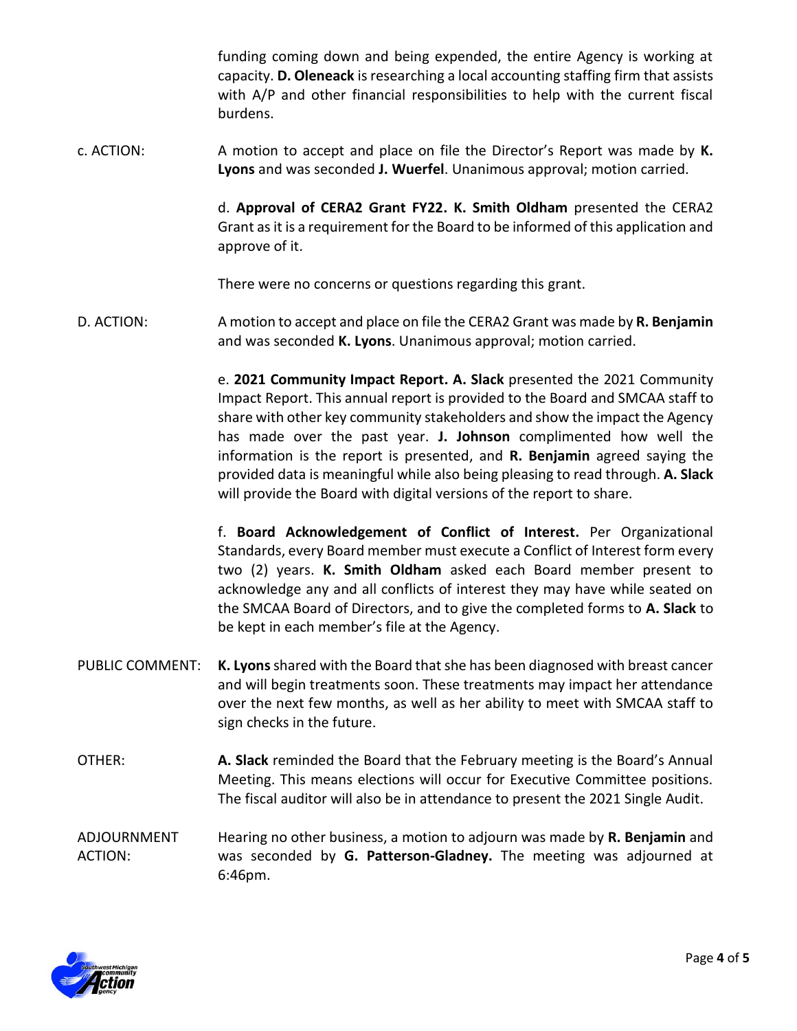funding coming down and being expended, the entire Agency is working at capacity. **D. Oleneack** is researching a local accounting staffing firm that assists with A/P and other financial responsibilities to help with the current fiscal burdens.

c. ACTION: A motion to accept and place on file the Director's Report was made by **K. Lyons** and was seconded **J. Wuerfel**. Unanimous approval; motion carried.

d. **Approval of CERA2 Grant FY22. K. Smith Oldham** presented the CERA2 Grant as it is a requirement for the Board to be informed of this application and approve of it.

There were no concerns or questions regarding this grant.

D. ACTION: A motion to accept and place on file the CERA2 Grant was made by **R. Benjamin** and was seconded **K. Lyons**. Unanimous approval; motion carried.

e. **2021 Community Impact Report. A. Slack** presented the 2021 Community Impact Report. This annual report is provided to the Board and SMCAA staff to share with other key community stakeholders and show the impact the Agency has made over the past year. **J. Johnson** complimented how well the information is the report is presented, and **R. Benjamin** agreed saying the provided data is meaningful while also being pleasing to read through. **A. Slack** will provide the Board with digital versions of the report to share.

f. **Board Acknowledgement of Conflict of Interest.** Per Organizational Standards, every Board member must execute a Conflict of Interest form every two (2) years. **K. Smith Oldham** asked each Board member present to acknowledge any and all conflicts of interest they may have while seated on the SMCAA Board of Directors, and to give the completed forms to **A. Slack** to be kept in each member's file at the Agency.

PUBLIC COMMENT: **K. Lyons** shared with the Board that she has been diagnosed with breast cancer and will begin treatments soon. These treatments may impact her attendance over the next few months, as well as her ability to meet with SMCAA staff to sign checks in the future.

OTHER: **A. Slack** reminded the Board that the February meeting is the Board's Annual Meeting. This means elections will occur for Executive Committee positions. The fiscal auditor will also be in attendance to present the 2021 Single Audit.

ADJOURNMENT ACTION: Hearing no other business, a motion to adjourn was made by **R. Benjamin** and was seconded by **G. Patterson-Gladney.** The meeting was adjourned at 6:46pm.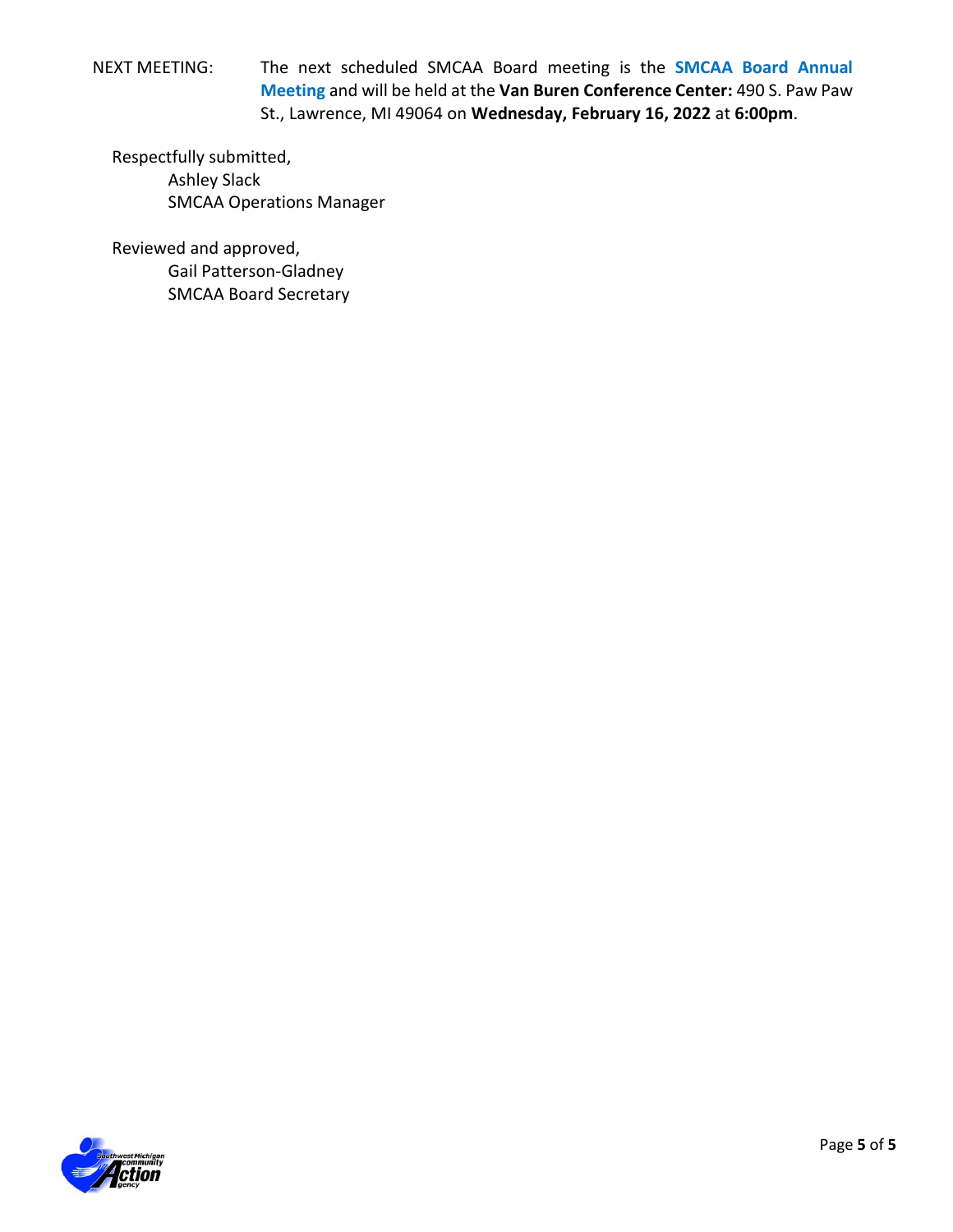NEXT MEETING: The next scheduled SMCAA Board meeting is the **SMCAA Board Annual Meeting** and will be held at the **Van Buren Conference Center:** 490 S. Paw Paw St., Lawrence, MI 49064 on **Wednesday, February 16, 2022** at **6:00pm**.

Respectfully submitted,
Ashley Slack
SMCAA Operations Manager

Reviewed and approved,
Gail Patterson-Gladney
SMCAA Board Secretary